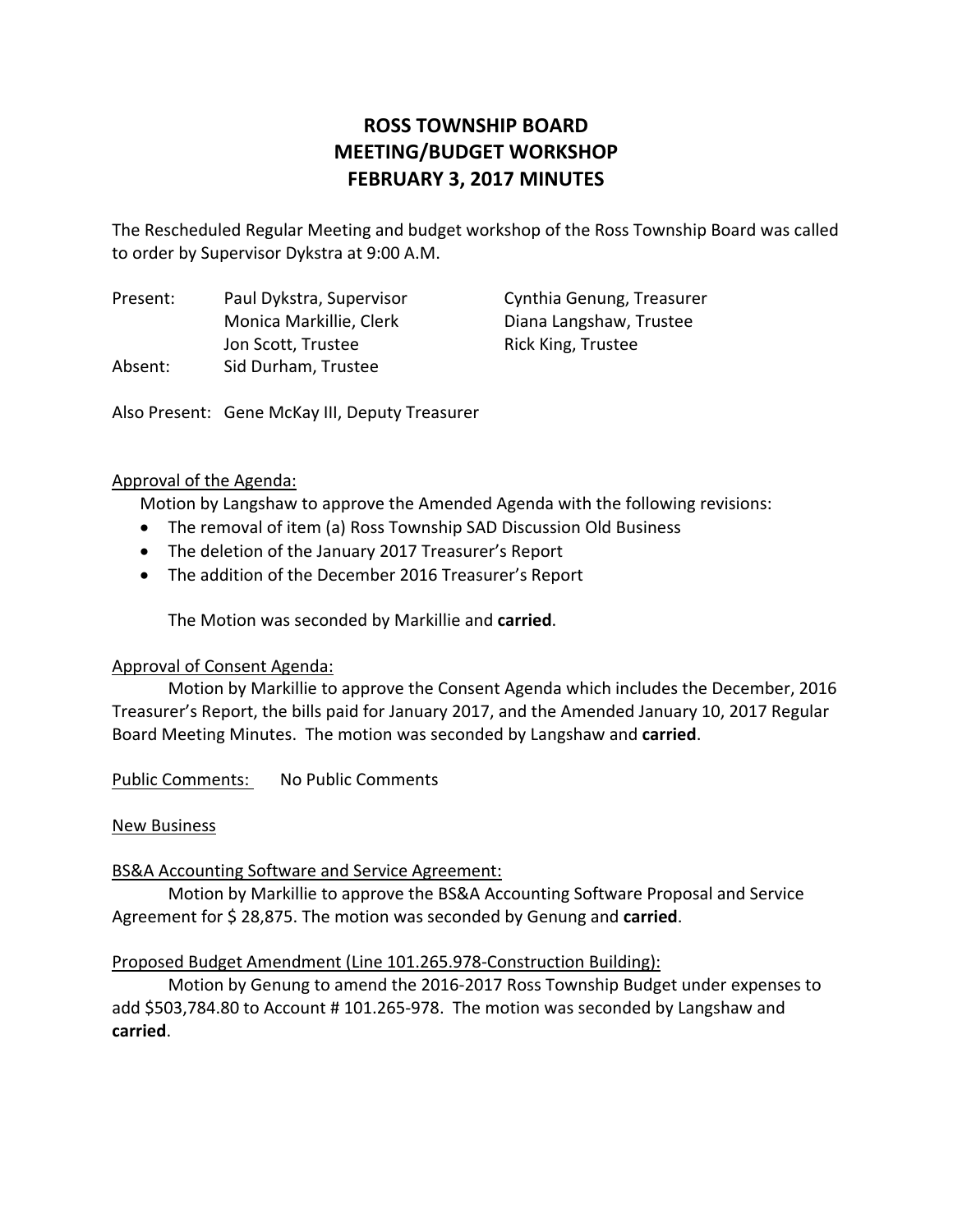# ROSS TOWNSHIP BOARD
# MEETING/BUDGET WORKSHOP
# FEBRUARY 3, 2017 MINUTES

The Rescheduled Regular Meeting and budget workshop of the Ross Township Board was called to order by Supervisor Dykstra at 9:00 A.M.

| | | |
|---|---|---|
| Present: | Paul Dykstra, Supervisor | Cynthia Genung, Treasurer |
| | Monica Markillie, Clerk | Diana Langshaw, Trustee |
| | Jon Scott, Trustee | Rick King, Trustee |
| Absent: | Sid Durham, Trustee | |

Also Present: Gene McKay III, Deputy Treasurer

Approval of the Agenda:

Motion by Langshaw to approve the Amended Agenda with the following revisions:

- The removal of item (a) Ross Township SAD Discussion Old Business
- The deletion of the January 2017 Treasurer's Report
- The addition of the December 2016 Treasurer's Report

The Motion was seconded by Markillie and **carried**.

Approval of Consent Agenda:

Motion by Markillie to approve the Consent Agenda which includes the December, 2016 Treasurer's Report, the bills paid for January 2017, and the Amended January 10, 2017 Regular Board Meeting Minutes. The motion was seconded by Langshaw and **carried**.

Public Comments: No Public Comments

New Business

BS&A Accounting Software and Service Agreement:

Motion by Markillie to approve the BS&A Accounting Software Proposal and Service Agreement for $ 28,875. The motion was seconded by Genung and **carried**.

Proposed Budget Amendment (Line 101.265.978-Construction Building):

Motion by Genung to amend the 2016-2017 Ross Township Budget under expenses to add $503,784.80 to Account # 101.265-978. The motion was seconded by Langshaw and **carried**.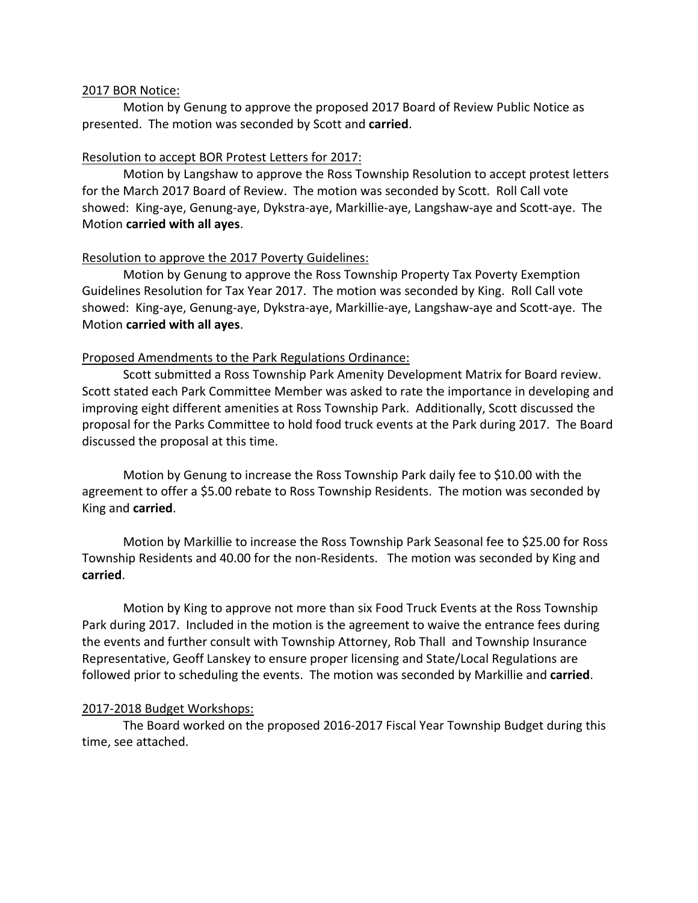2017 BOR Notice:

Motion by Genung to approve the proposed 2017 Board of Review Public Notice as presented. The motion was seconded by Scott and **carried**.

Resolution to accept BOR Protest Letters for 2017:

Motion by Langshaw to approve the Ross Township Resolution to accept protest letters for the March 2017 Board of Review. The motion was seconded by Scott. Roll Call vote showed: King-aye, Genung-aye, Dykstra-aye, Markillie-aye, Langshaw-aye and Scott-aye. The Motion **carried with all ayes**.

Resolution to approve the 2017 Poverty Guidelines:

Motion by Genung to approve the Ross Township Property Tax Poverty Exemption Guidelines Resolution for Tax Year 2017. The motion was seconded by King. Roll Call vote showed: King-aye, Genung-aye, Dykstra-aye, Markillie-aye, Langshaw-aye and Scott-aye. The Motion **carried with all ayes**.

Proposed Amendments to the Park Regulations Ordinance:

Scott submitted a Ross Township Park Amenity Development Matrix for Board review. Scott stated each Park Committee Member was asked to rate the importance in developing and improving eight different amenities at Ross Township Park. Additionally, Scott discussed the proposal for the Parks Committee to hold food truck events at the Park during 2017. The Board discussed the proposal at this time.

Motion by Genung to increase the Ross Township Park daily fee to $10.00 with the agreement to offer a $5.00 rebate to Ross Township Residents. The motion was seconded by King and **carried**.

Motion by Markillie to increase the Ross Township Park Seasonal fee to $25.00 for Ross Township Residents and 40.00 for the non-Residents. The motion was seconded by King and **carried**.

Motion by King to approve not more than six Food Truck Events at the Ross Township Park during 2017. Included in the motion is the agreement to waive the entrance fees during the events and further consult with Township Attorney, Rob Thall and Township Insurance Representative, Geoff Lanskey to ensure proper licensing and State/Local Regulations are followed prior to scheduling the events. The motion was seconded by Markillie and **carried**.

2017-2018 Budget Workshops:

The Board worked on the proposed 2016-2017 Fiscal Year Township Budget during this time, see attached.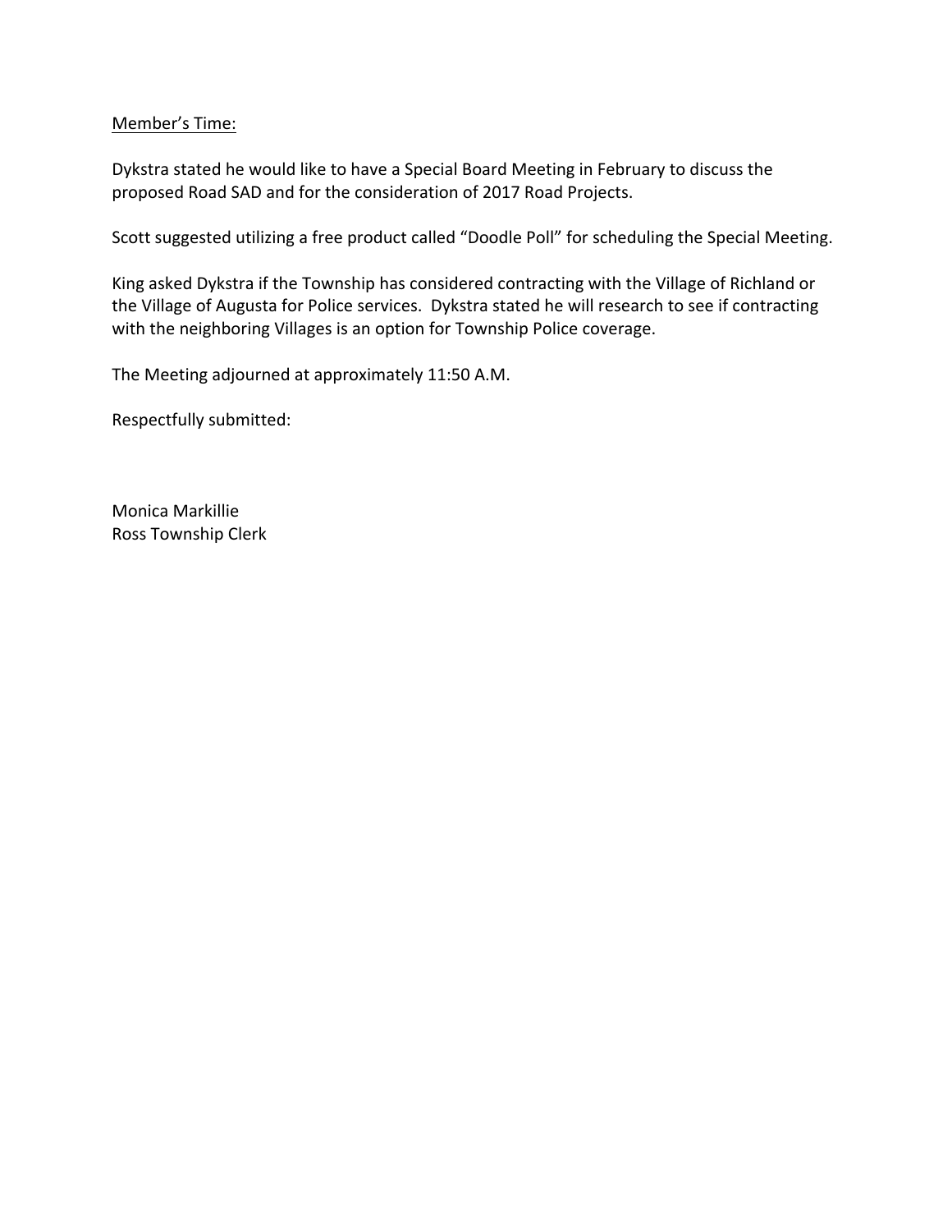Member's Time:

Dykstra stated he would like to have a Special Board Meeting in February to discuss the proposed Road SAD and for the consideration of 2017 Road Projects.

Scott suggested utilizing a free product called "Doodle Poll" for scheduling the Special Meeting.

King asked Dykstra if the Township has considered contracting with the Village of Richland or the Village of Augusta for Police services. Dykstra stated he will research to see if contracting with the neighboring Villages is an option for Township Police coverage.

The Meeting adjourned at approximately 11:50 A.M.

Respectfully submitted:

Monica Markillie
Ross Township Clerk